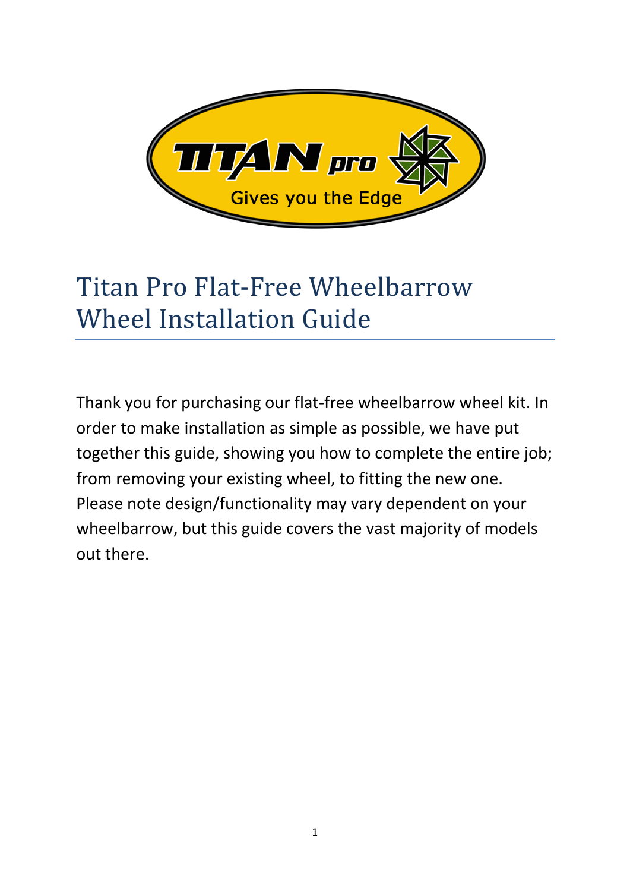# Titan Pro Flat-Free Wheelbarrow Wheel Installation Guide

Thank you for purchasing our flat-free wheelbarrow wheel kit. In order to make installation as simple as possible, we have put together this guide, showing you how to complete the entire job; from removing your existing wheel, to fitting the new one. Please note design/functionality may vary dependent on your wheelbarrow, but this guide covers the vast majority of models out there.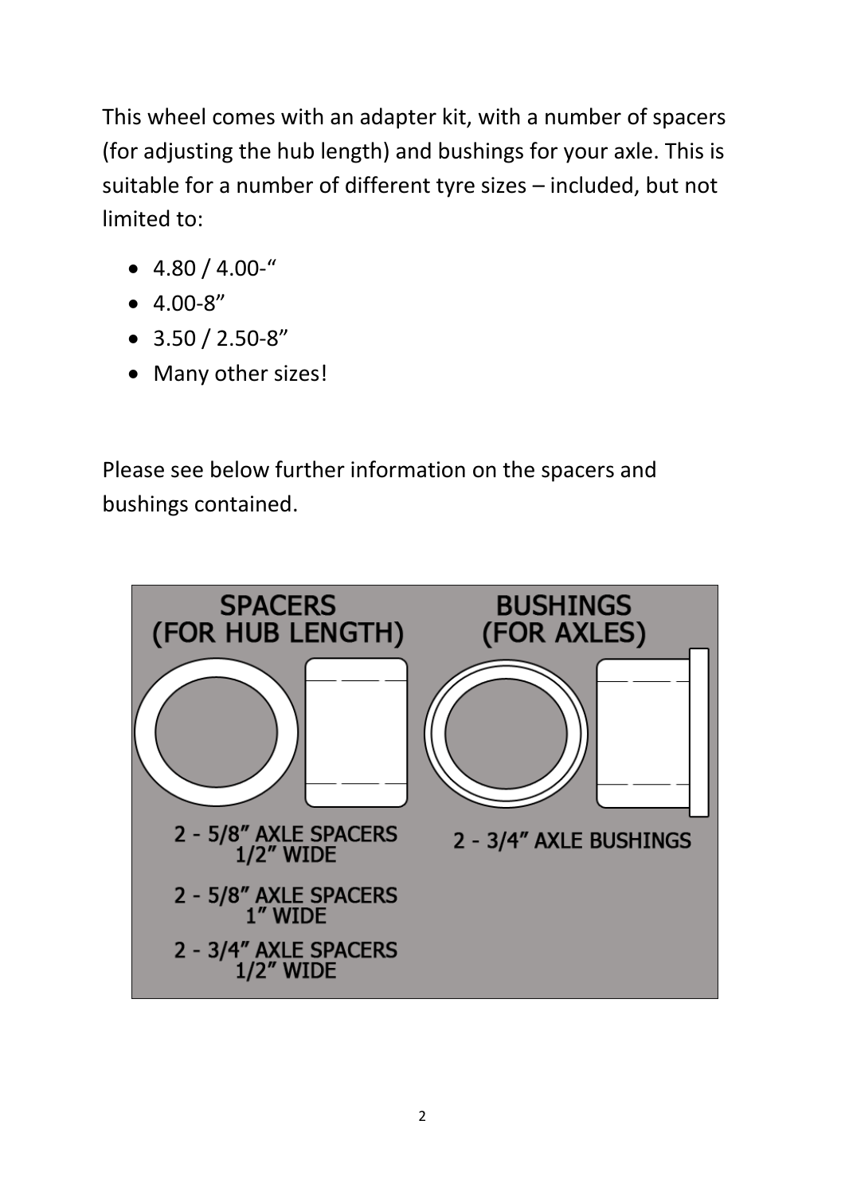This wheel comes with an adapter kit, with a number of spacers (for adjusting the hub length) and bushings for your axle. This is suitable for a number of different tyre sizes – included, but not limited to:

- 4.80 / 4.00-“
- 4.00-8”
- 3.50 / 2.50-8”
- Many other sizes!

Please see below further information on the spacers and bushings contained.

SPACERS (FOR HUB LENGTH)

2 - 5/8” AXLE SPACERS 1/2” WIDE

2 - 5/8” AXLE SPACERS 1” WIDE

2 - 3/4” AXLE SPACERS 1/2” WIDE

BUSHINGS (FOR AXLES)

2 - 3/4” AXLE BUSHINGS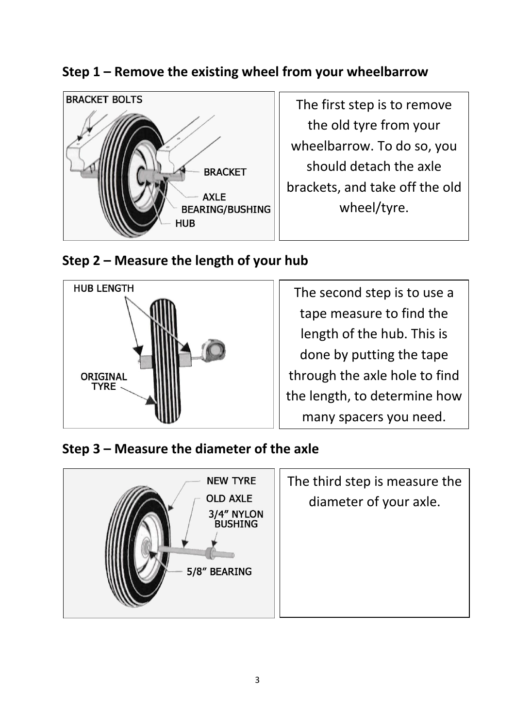## Step 1 – Remove the existing wheel from your wheelbarrow

BRACKET BOLTS

BRACKET

AXLE

BEARING/BUSHING

HUB

The first step is to remove the old tyre from your wheelbarrow. To do so, you should detach the axle brackets, and take off the old wheel/tyre.

## Step 2 – Measure the length of your hub

HUB LENGTH

ORIGINAL TYRE

The second step is to use a tape measure to find the length of the hub. This is done by putting the tape through the axle hole to find the length, to determine how many spacers you need.

## Step 3 – Measure the diameter of the axle

NEW TYRE

OLD AXLE

3/4" NYLON BUSHING

5/8" BEARING

The third step is measure the diameter of your axle.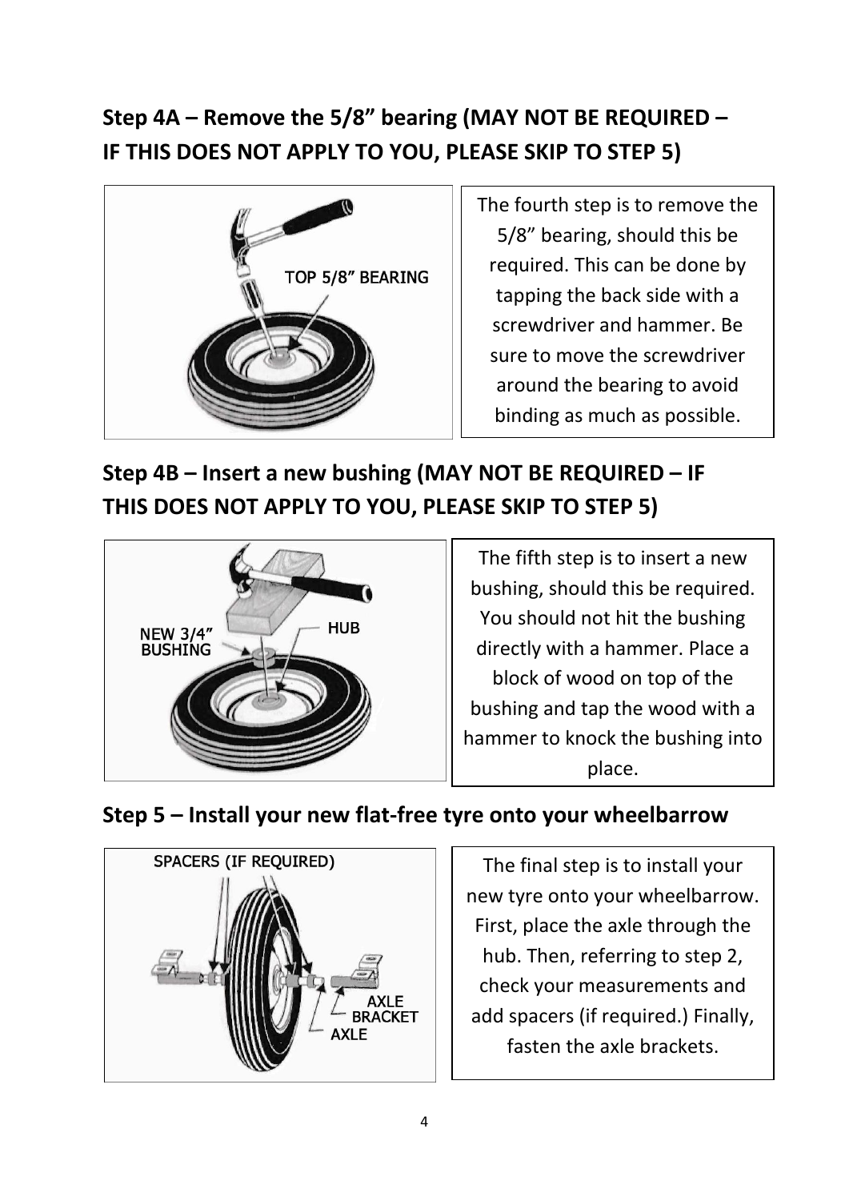## Step 4A – Remove the 5/8" bearing (MAY NOT BE REQUIRED – IF THIS DOES NOT APPLY TO YOU, PLEASE SKIP TO STEP 5)

TOP 5/8" BEARING

The fourth step is to remove the 5/8" bearing, should this be required. This can be done by tapping the back side with a screwdriver and hammer. Be sure to move the screwdriver around the bearing to avoid binding as much as possible.

## Step 4B – Insert a new bushing (MAY NOT BE REQUIRED – IF THIS DOES NOT APPLY TO YOU, PLEASE SKIP TO STEP 5)

NEW 3/4" BUSHING

HUB

The fifth step is to insert a new bushing, should this be required. You should not hit the bushing directly with a hammer. Place a block of wood on top of the bushing and tap the wood with a hammer to knock the bushing into place.

## Step 5 – Install your new flat-free tyre onto your wheelbarrow

SPACERS (IF REQUIRED)

AXLE BRACKET

AXLE

The final step is to install your new tyre onto your wheelbarrow. First, place the axle through the hub. Then, referring to step 2, check your measurements and add spacers (if required.) Finally, fasten the axle brackets.